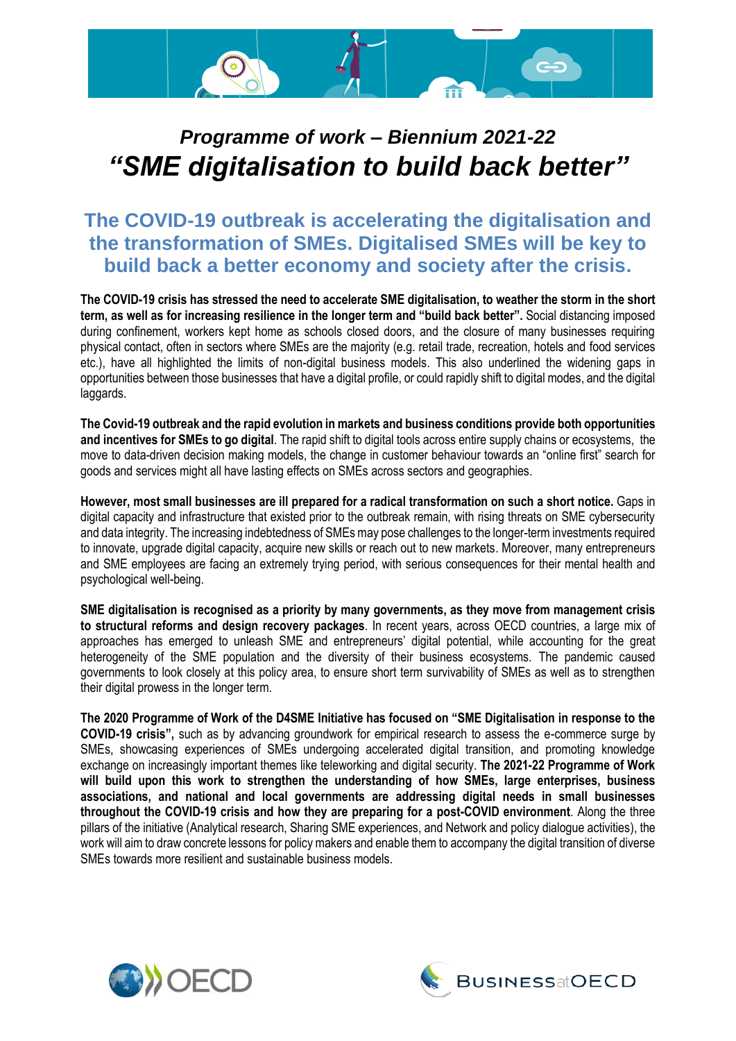# *Programme of work – Biennium 2021-22*
# *"SME digitalisation to build back better"*

## The COVID-19 outbreak is accelerating the digitalisation and the transformation of SMEs. Digitalised SMEs will be key to build back a better economy and society after the crisis.

**The COVID-19 crisis has stressed the need to accelerate SME digitalisation, to weather the storm in the short term, as well as for increasing resilience in the longer term and "build back better".** Social distancing imposed during confinement, workers kept home as schools closed doors, and the closure of many businesses requiring physical contact, often in sectors where SMEs are the majority (e.g. retail trade, recreation, hotels and food services etc.), have all highlighted the limits of non-digital business models. This also underlined the widening gaps in opportunities between those businesses that have a digital profile, or could rapidly shift to digital modes, and the digital laggards.

**The Covid-19 outbreak and the rapid evolution in markets and business conditions provide both opportunities and incentives for SMEs to go digital**. The rapid shift to digital tools across entire supply chains or ecosystems, the move to data-driven decision making models, the change in customer behaviour towards an "online first" search for goods and services might all have lasting effects on SMEs across sectors and geographies.

**However, most small businesses are ill prepared for a radical transformation on such a short notice.** Gaps in digital capacity and infrastructure that existed prior to the outbreak remain, with rising threats on SME cybersecurity and data integrity. The increasing indebtedness of SMEs may pose challenges to the longer-term investments required to innovate, upgrade digital capacity, acquire new skills or reach out to new markets. Moreover, many entrepreneurs and SME employees are facing an extremely trying period, with serious consequences for their mental health and psychological well-being.

**SME digitalisation is recognised as a priority by many governments, as they move from management crisis to structural reforms and design recovery packages**. In recent years, across OECD countries, a large mix of approaches has emerged to unleash SME and entrepreneurs' digital potential, while accounting for the great heterogeneity of the SME population and the diversity of their business ecosystems. The pandemic caused governments to look closely at this policy area, to ensure short term survivability of SMEs as well as to strengthen their digital prowess in the longer term.

**The 2020 Programme of Work of the D4SME Initiative has focused on "SME Digitalisation in response to the COVID-19 crisis",** such as by advancing groundwork for empirical research to assess the e-commerce surge by SMEs, showcasing experiences of SMEs undergoing accelerated digital transition, and promoting knowledge exchange on increasingly important themes like teleworking and digital security. **The 2021-22 Programme of Work will build upon this work to strengthen the understanding of how SMEs, large enterprises, business associations, and national and local governments are addressing digital needs in small businesses throughout the COVID-19 crisis and how they are preparing for a post-COVID environment**. Along the three pillars of the initiative (Analytical research, Sharing SME experiences, and Network and policy dialogue activities), the work will aim to draw concrete lessons for policy makers and enable them to accompany the digital transition of diverse SMEs towards more resilient and sustainable business models.

OECD

BUSINESS at OECD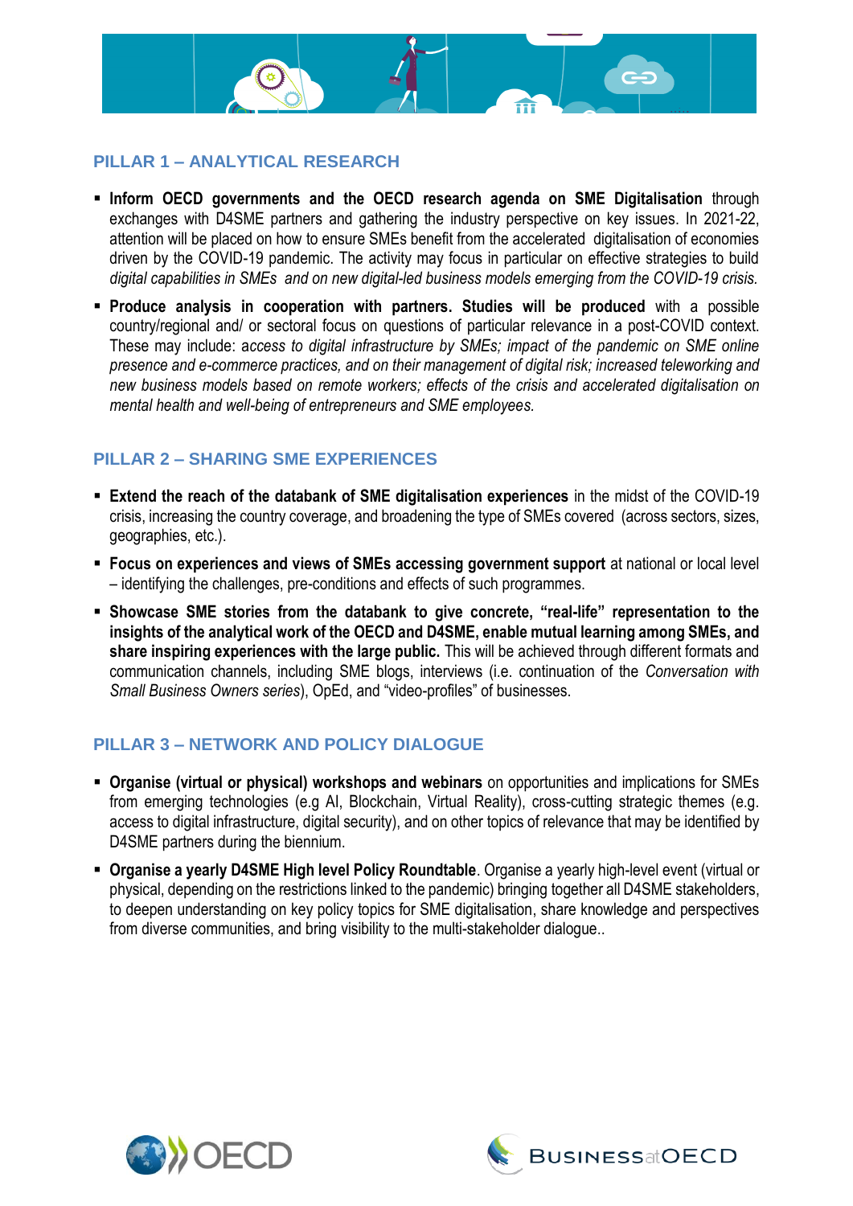## PILLAR 1 – ANALYTICAL RESEARCH

- **Inform OECD governments and the OECD research agenda on SME Digitalisation** through exchanges with D4SME partners and gathering the industry perspective on key issues. In 2021-22, attention will be placed on how to ensure SMEs benefit from the accelerated digitalisation of economies driven by the COVID-19 pandemic. The activity may focus in particular on effective strategies to build *digital capabilities in SMEs and on new digital-led business models emerging from the COVID-19 crisis.*
- **Produce analysis in cooperation with partners. Studies will be produced** with a possible country/regional and/ or sectoral focus on questions of particular relevance in a post-COVID context. These may include: a*ccess to digital infrastructure by SMEs; impact of the pandemic on SME online presence and e-commerce practices, and on their management of digital risk; increased teleworking and new business models based on remote workers; effects of the crisis and accelerated digitalisation on mental health and well-being of entrepreneurs and SME employees.*

## PILLAR 2 – SHARING SME EXPERIENCES

- **Extend the reach of the databank of SME digitalisation experiences** in the midst of the COVID-19 crisis, increasing the country coverage, and broadening the type of SMEs covered (across sectors, sizes, geographies, etc.).
- **Focus on experiences and views of SMEs accessing government support** at national or local level – identifying the challenges, pre-conditions and effects of such programmes.
- **Showcase SME stories from the databank to give concrete, "real-life" representation to the insights of the analytical work of the OECD and D4SME, enable mutual learning among SMEs, and share inspiring experiences with the large public.** This will be achieved through different formats and communication channels, including SME blogs, interviews (i.e. continuation of the *Conversation with Small Business Owners series*), OpEd, and "video-profiles" of businesses.

## PILLAR 3 – NETWORK AND POLICY DIALOGUE

- **Organise (virtual or physical) workshops and webinars** on opportunities and implications for SMEs from emerging technologies (e.g AI, Blockchain, Virtual Reality), cross-cutting strategic themes (e.g. access to digital infrastructure, digital security), and on other topics of relevance that may be identified by D4SME partners during the biennium.
- **Organise a yearly D4SME High level Policy Roundtable**. Organise a yearly high-level event (virtual or physical, depending on the restrictions linked to the pandemic) bringing together all D4SME stakeholders, to deepen understanding on key policy topics for SME digitalisation, share knowledge and perspectives from diverse communities, and bring visibility to the multi-stakeholder dialogue..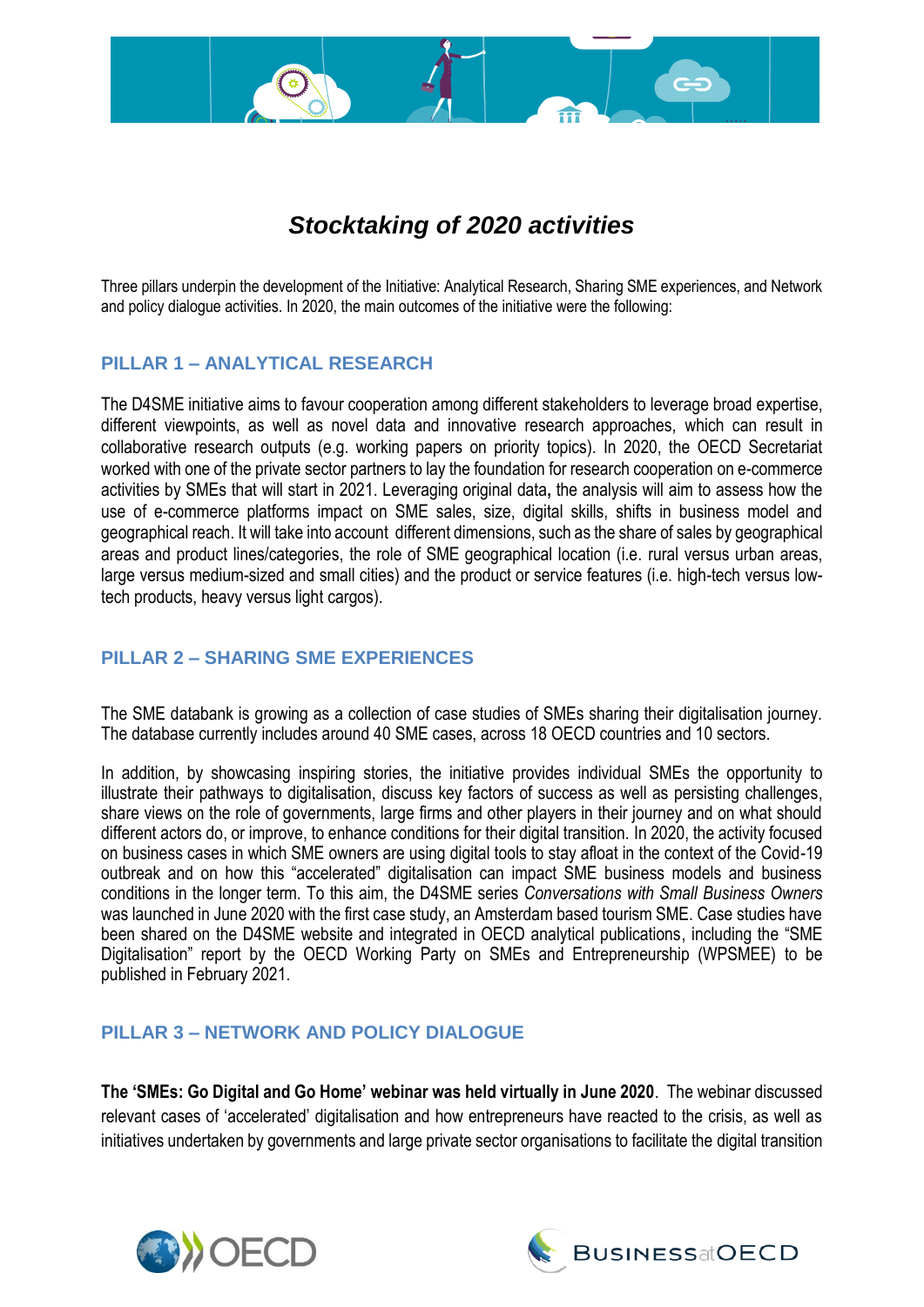# *Stocktaking of 2020 activities*

Three pillars underpin the development of the Initiative: Analytical Research, Sharing SME experiences, and Network and policy dialogue activities. In 2020, the main outcomes of the initiative were the following:

## PILLAR 1 – ANALYTICAL RESEARCH

The D4SME initiative aims to favour cooperation among different stakeholders to leverage broad expertise, different viewpoints, as well as novel data and innovative research approaches, which can result in collaborative research outputs (e.g. working papers on priority topics). In 2020, the OECD Secretariat worked with one of the private sector partners to lay the foundation for research cooperation on e-commerce activities by SMEs that will start in 2021. Leveraging original data**,** the analysis will aim to assess how the use of e-commerce platforms impact on SME sales, size, digital skills, shifts in business model and geographical reach. It will take into account different dimensions, such as the share of sales by geographical areas and product lines/categories, the role of SME geographical location (i.e. rural versus urban areas, large versus medium-sized and small cities) and the product or service features (i.e. high-tech versus low-tech products, heavy versus light cargos).

## PILLAR 2 – SHARING SME EXPERIENCES

The SME databank is growing as a collection of case studies of SMEs sharing their digitalisation journey. The database currently includes around 40 SME cases, across 18 OECD countries and 10 sectors.

In addition, by showcasing inspiring stories, the initiative provides individual SMEs the opportunity to illustrate their pathways to digitalisation, discuss key factors of success as well as persisting challenges, share views on the role of governments, large firms and other players in their journey and on what should different actors do, or improve, to enhance conditions for their digital transition. In 2020, the activity focused on business cases in which SME owners are using digital tools to stay afloat in the context of the Covid-19 outbreak and on how this "accelerated" digitalisation can impact SME business models and business conditions in the longer term. To this aim, the D4SME series *Conversations with Small Business Owners* was launched in June 2020 with the first case study, an Amsterdam based tourism SME. Case studies have been shared on the D4SME website and integrated in OECD analytical publications, including the "SME Digitalisation" report by the OECD Working Party on SMEs and Entrepreneurship (WPSMEE) to be published in February 2021.

## PILLAR 3 – NETWORK AND POLICY DIALOGUE

**The 'SMEs: Go Digital and Go Home' webinar was held virtually in June 2020**. The webinar discussed relevant cases of 'accelerated' digitalisation and how entrepreneurs have reacted to the crisis, as well as initiatives undertaken by governments and large private sector organisations to facilitate the digital transition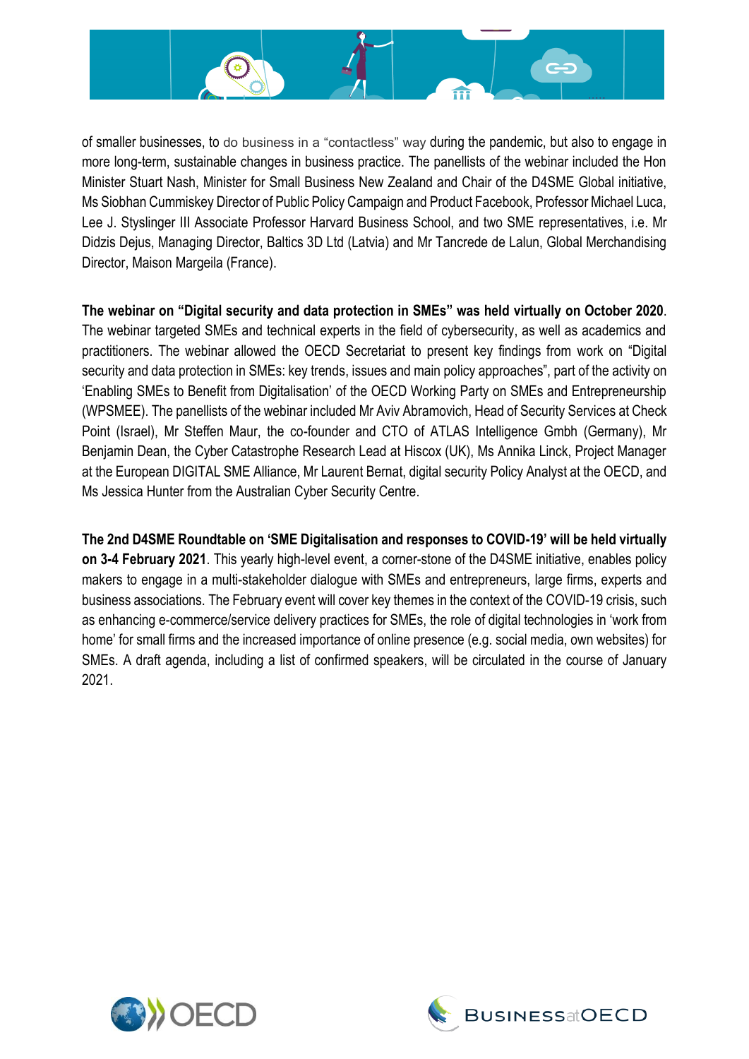of smaller businesses, to do business in a "contactless" way during the pandemic, but also to engage in more long-term, sustainable changes in business practice. The panellists of the webinar included the Hon Minister Stuart Nash, Minister for Small Business New Zealand and Chair of the D4SME Global initiative, Ms Siobhan Cummiskey Director of Public Policy Campaign and Product Facebook, Professor Michael Luca, Lee J. Styslinger III Associate Professor Harvard Business School, and two SME representatives, i.e. Mr Didzis Dejus, Managing Director, Baltics 3D Ltd (Latvia) and Mr Tancrede de Lalun, Global Merchandising Director, Maison Margeila (France).

**The webinar on "Digital security and data protection in SMEs" was held virtually on October 2020**. The webinar targeted SMEs and technical experts in the field of cybersecurity, as well as academics and practitioners. The webinar allowed the OECD Secretariat to present key findings from work on "Digital security and data protection in SMEs: key trends, issues and main policy approaches", part of the activity on 'Enabling SMEs to Benefit from Digitalisation' of the OECD Working Party on SMEs and Entrepreneurship (WPSMEE). The panellists of the webinar included Mr Aviv Abramovich, Head of Security Services at Check Point (Israel), Mr Steffen Maur, the co-founder and CTO of ATLAS Intelligence Gmbh (Germany), Mr Benjamin Dean, the Cyber Catastrophe Research Lead at Hiscox (UK), Ms Annika Linck, Project Manager at the European DIGITAL SME Alliance, Mr Laurent Bernat, digital security Policy Analyst at the OECD, and Ms Jessica Hunter from the Australian Cyber Security Centre.

**The 2nd D4SME Roundtable on 'SME Digitalisation and responses to COVID-19' will be held virtually on 3-4 February 2021**. This yearly high-level event, a corner-stone of the D4SME initiative, enables policy makers to engage in a multi-stakeholder dialogue with SMEs and entrepreneurs, large firms, experts and business associations. The February event will cover key themes in the context of the COVID-19 crisis, such as enhancing e-commerce/service delivery practices for SMEs, the role of digital technologies in 'work from home' for small firms and the increased importance of online presence (e.g. social media, own websites) for SMEs. A draft agenda, including a list of confirmed speakers, will be circulated in the course of January 2021.